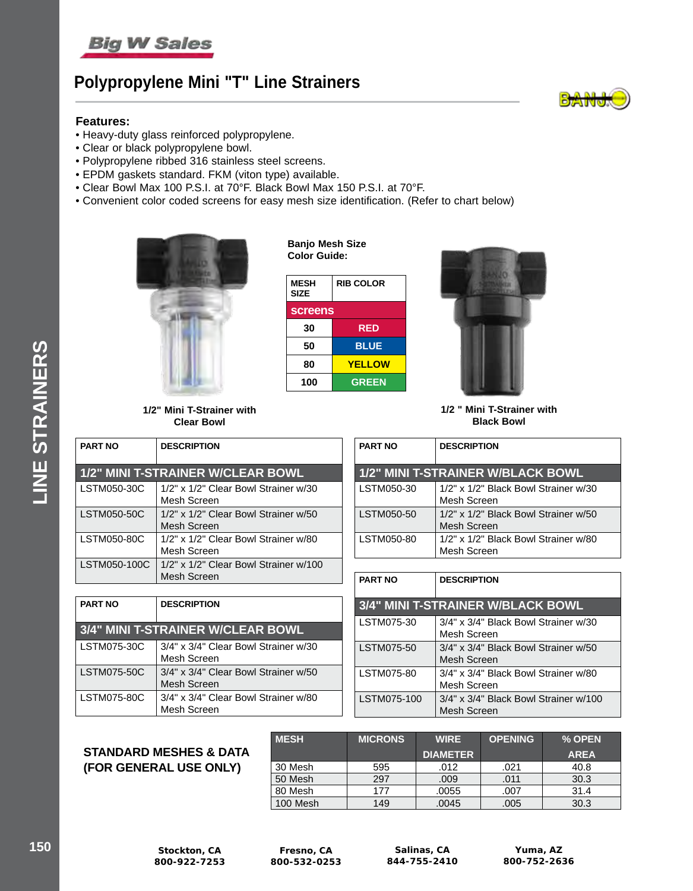# Polypropylene Mini "T" Line Strainers

**Features:**

- Heavy-duty glass reinforced polypropylene.
- Clear or black polypropylene bowl.
- Polypropylene ribbed 316 stainless steel screens.
- EPDM gaskets standard. FKM (viton type) available.
- Clear Bowl Max 100 P.S.I. at 70°F. Black Bowl Max 150 P.S.I. at 70°F.
- Convenient color coded screens for easy mesh size identification. (Refer to chart below)

**Banjo Mesh Size Color Guide:**

| MESH SIZE | RIB COLOR |
|---|---|
| **screens** | |
| 30 | RED |
| 50 | BLUE |
| 80 | YELLOW |
| 100 | GREEN |

**1/2" Mini T-Strainer with Clear Bowl**

**1/2 " Mini T-Strainer with Black Bowl**

| PART NO | DESCRIPTION |
|---|---|
| **1/2" MINI T-STRAINER W/CLEAR BOWL** | |
| LSTM050-30C | 1/2" x 1/2" Clear Bowl Strainer w/30 Mesh Screen |
| LSTM050-50C | 1/2" x 1/2" Clear Bowl Strainer w/50 Mesh Screen |
| LSTM050-80C | 1/2" x 1/2" Clear Bowl Strainer w/80 Mesh Screen |
| LSTM050-100C | 1/2" x 1/2" Clear Bowl Strainer w/100 Mesh Screen |

| PART NO | DESCRIPTION |
|---|---|
| **3/4" MINI T-STRAINER W/CLEAR BOWL** | |
| LSTM075-30C | 3/4" x 3/4" Clear Bowl Strainer w/30 Mesh Screen |
| LSTM075-50C | 3/4" x 3/4" Clear Bowl Strainer w/50 Mesh Screen |
| LSTM075-80C | 3/4" x 3/4" Clear Bowl Strainer w/80 Mesh Screen |

| PART NO | DESCRIPTION |
|---|---|
| **1/2" MINI T-STRAINER W/BLACK BOWL** | |
| LSTM050-30 | 1/2" x 1/2" Black Bowl Strainer w/30 Mesh Screen |
| LSTM050-50 | 1/2" x 1/2" Black Bowl Strainer w/50 Mesh Screen |
| LSTM050-80 | 1/2" x 1/2" Black Bowl Strainer w/80 Mesh Screen |

| PART NO | DESCRIPTION |
|---|---|
| **3/4" MINI T-STRAINER W/BLACK BOWL** | |
| LSTM075-30 | 3/4" x 3/4" Black Bowl Strainer w/30 Mesh Screen |
| LSTM075-50 | 3/4" x 3/4" Black Bowl Strainer w/50 Mesh Screen |
| LSTM075-80 | 3/4" x 3/4" Black Bowl Strainer w/80 Mesh Screen |
| LSTM075-100 | 3/4" x 3/4" Black Bowl Strainer w/100 Mesh Screen |

**STANDARD MESHES & DATA (FOR GENERAL USE ONLY)**

| MESH | MICRONS | WIRE DIAMETER | OPENING | % OPEN AREA |
|---|---|---|---|---|
| 30 Mesh | 595 | .012 | .021 | 40.8 |
| 50 Mesh | 297 | .009 | .011 | 30.3 |
| 80 Mesh | 177 | .0055 | .007 | 31.4 |
| 100 Mesh | 149 | .0045 | .005 | 30.3 |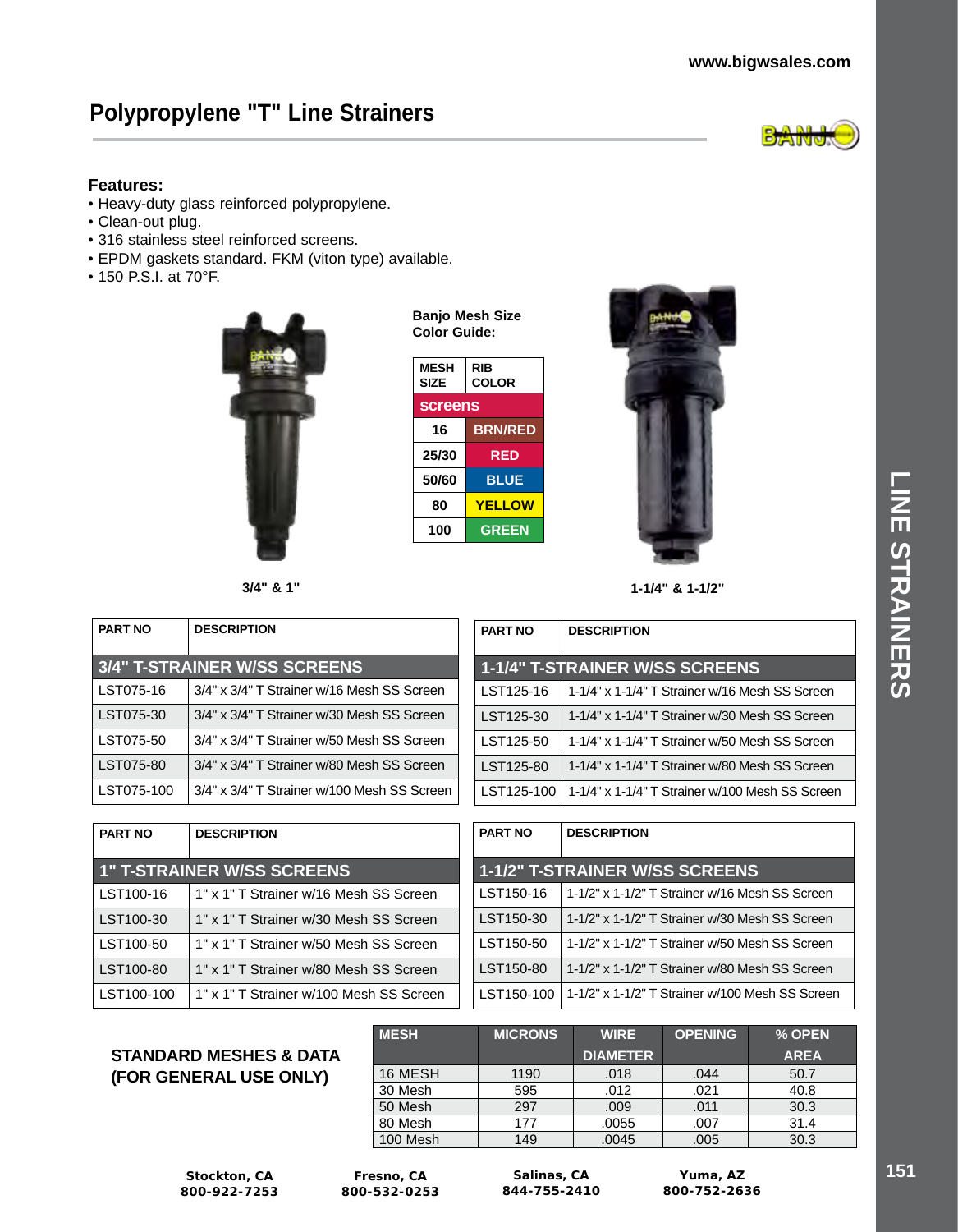# Polypropylene "T" Line Strainers

**Features:**
- Heavy-duty glass reinforced polypropylene.
- Clean-out plug.
- 316 stainless steel reinforced screens.
- EPDM gaskets standard. FKM (viton type) available.
- 150 P.S.I. at 70°F.

3/4" & 1"

**Banjo Mesh Size Color Guide:**

| MESH SIZE | RIB COLOR |
|---|---|
| **screens** | |
| 16 | BRN/RED |
| 25/30 | RED |
| 50/60 | BLUE |
| 80 | YELLOW |
| 100 | GREEN |

1-1/4" & 1-1/2"

| PART NO | DESCRIPTION |
|---|---|
| **3/4" T-STRAINER W/SS SCREENS** | |
| LST075-16 | 3/4" x 3/4" T Strainer w/16 Mesh SS Screen |
| LST075-30 | 3/4" x 3/4" T Strainer w/30 Mesh SS Screen |
| LST075-50 | 3/4" x 3/4" T Strainer w/50 Mesh SS Screen |
| LST075-80 | 3/4" x 3/4" T Strainer w/80 Mesh SS Screen |
| LST075-100 | 3/4" x 3/4" T Strainer w/100 Mesh SS Screen |

| PART NO | DESCRIPTION |
|---|---|
| **1-1/4" T-STRAINER W/SS SCREENS** | |
| LST125-16 | 1-1/4" x 1-1/4" T Strainer w/16 Mesh SS Screen |
| LST125-30 | 1-1/4" x 1-1/4" T Strainer w/30 Mesh SS Screen |
| LST125-50 | 1-1/4" x 1-1/4" T Strainer w/50 Mesh SS Screen |
| LST125-80 | 1-1/4" x 1-1/4" T Strainer w/80 Mesh SS Screen |
| LST125-100 | 1-1/4" x 1-1/4" T Strainer w/100 Mesh SS Screen |

| PART NO | DESCRIPTION |
|---|---|
| **1" T-STRAINER W/SS SCREENS** | |
| LST100-16 | 1" x 1" T Strainer w/16 Mesh SS Screen |
| LST100-30 | 1" x 1" T Strainer w/30 Mesh SS Screen |
| LST100-50 | 1" x 1" T Strainer w/50 Mesh SS Screen |
| LST100-80 | 1" x 1" T Strainer w/80 Mesh SS Screen |
| LST100-100 | 1" x 1" T Strainer w/100 Mesh SS Screen |

| PART NO | DESCRIPTION |
|---|---|
| **1-1/2" T-STRAINER W/SS SCREENS** | |
| LST150-16 | 1-1/2" x 1-1/2" T Strainer w/16 Mesh SS Screen |
| LST150-30 | 1-1/2" x 1-1/2" T Strainer w/30 Mesh SS Screen |
| LST150-50 | 1-1/2" x 1-1/2" T Strainer w/50 Mesh SS Screen |
| LST150-80 | 1-1/2" x 1-1/2" T Strainer w/80 Mesh SS Screen |
| LST150-100 | 1-1/2" x 1-1/2" T Strainer w/100 Mesh SS Screen |

**STANDARD MESHES & DATA (FOR GENERAL USE ONLY)**

| MESH | MICRONS | WIRE DIAMETER | OPENING | % OPEN AREA |
|---|---|---|---|---|
| 16 MESH | 1190 | .018 | .044 | 50.7 |
| 30 Mesh | 595 | .012 | .021 | 40.8 |
| 50 Mesh | 297 | .009 | .011 | 30.3 |
| 80 Mesh | 177 | .0055 | .007 | 31.4 |
| 100 Mesh | 149 | .0045 | .005 | 30.3 |

**Stockton, CA** 800-922-7253 | **Fresno, CA** 800-532-0253 | **Salinas, CA** 844-755-2410 | **Yuma, AZ** 800-752-2636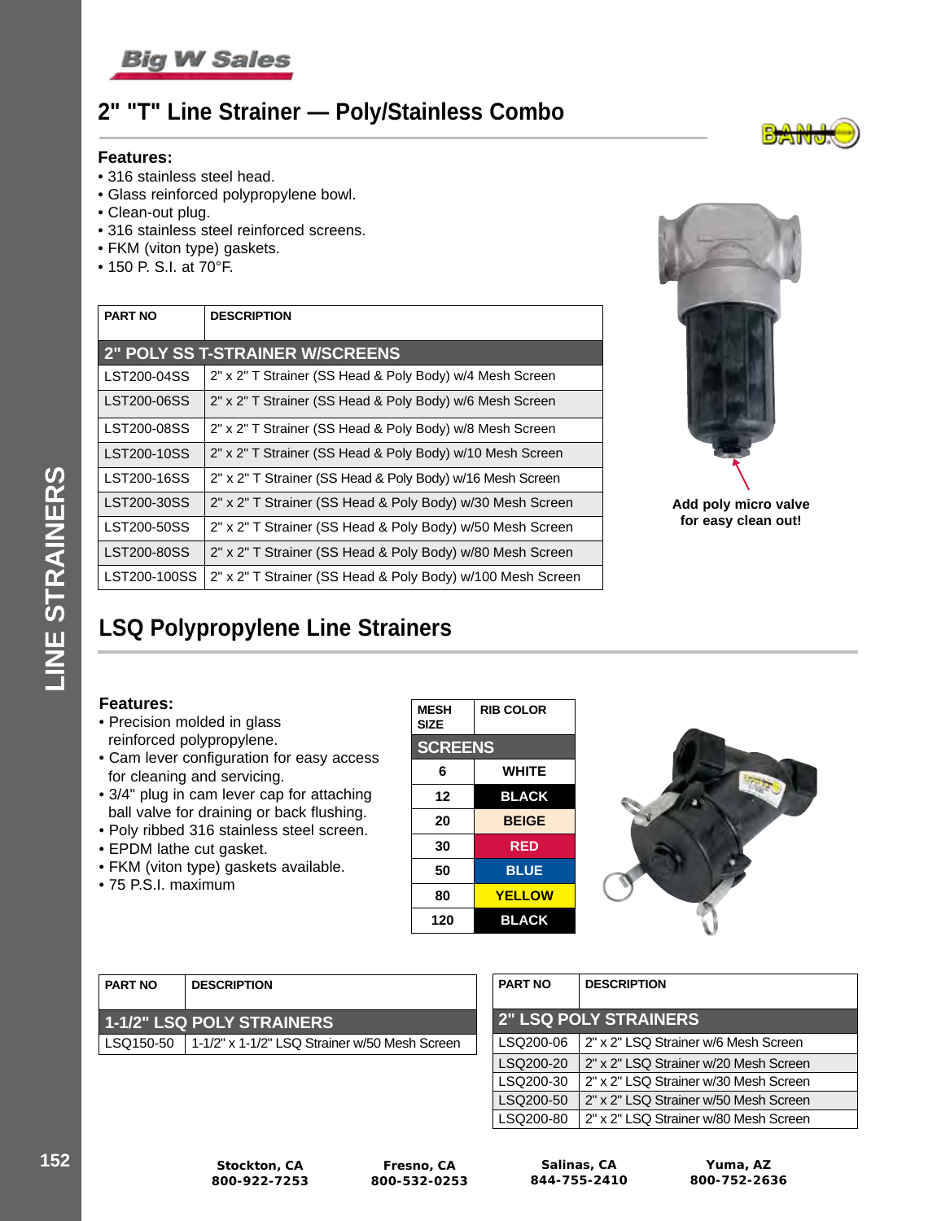# 2" "T" Line Strainer — Poly/Stainless Combo

**Features:**

- 316 stainless steel head.
- Glass reinforced polypropylene bowl.
- Clean-out plug.
- 316 stainless steel reinforced screens.
- FKM (viton type) gaskets.
- 150 P. S.I. at 70°F.

| PART NO | DESCRIPTION |
|---|---|
| **2" POLY SS T-STRAINER W/SCREENS** | |
| LST200-04SS | 2" x 2" T Strainer (SS Head & Poly Body) w/4 Mesh Screen |
| LST200-06SS | 2" x 2" T Strainer (SS Head & Poly Body) w/6 Mesh Screen |
| LST200-08SS | 2" x 2" T Strainer (SS Head & Poly Body) w/8 Mesh Screen |
| LST200-10SS | 2" x 2" T Strainer (SS Head & Poly Body) w/10 Mesh Screen |
| LST200-16SS | 2" x 2" T Strainer (SS Head & Poly Body) w/16 Mesh Screen |
| LST200-30SS | 2" x 2" T Strainer (SS Head & Poly Body) w/30 Mesh Screen |
| LST200-50SS | 2" x 2" T Strainer (SS Head & Poly Body) w/50 Mesh Screen |
| LST200-80SS | 2" x 2" T Strainer (SS Head & Poly Body) w/80 Mesh Screen |
| LST200-100SS | 2" x 2" T Strainer (SS Head & Poly Body) w/100 Mesh Screen |

**Add poly micro valve for easy clean out!**

# LSQ Polypropylene Line Strainers

**Features:**

- Precision molded in glass reinforced polypropylene.
- Cam lever configuration for easy access for cleaning and servicing.
- 3/4" plug in cam lever cap for attaching ball valve for draining or back flushing.
- Poly ribbed 316 stainless steel screen.
- EPDM lathe cut gasket.
- FKM (viton type) gaskets available.
- 75 P.S.I. maximum

| MESH SIZE | RIB COLOR |
|---|---|
| **SCREENS** | |
| 6 | WHITE |
| 12 | BLACK |
| 20 | BEIGE |
| 30 | RED |
| 50 | BLUE |
| 80 | YELLOW |
| 120 | BLACK |

| PART NO | DESCRIPTION |
|---|---|
| **1-1/2" LSQ POLY STRAINERS** | |
| LSQ150-50 | 1-1/2" x 1-1/2" LSQ Strainer w/50 Mesh Screen |

| PART NO | DESCRIPTION |
|---|---|
| **2" LSQ POLY STRAINERS** | |
| LSQ200-06 | 2" x 2" LSQ Strainer w/6 Mesh Screen |
| LSQ200-20 | 2" x 2" LSQ Strainer w/20 Mesh Screen |
| LSQ200-30 | 2" x 2" LSQ Strainer w/30 Mesh Screen |
| LSQ200-50 | 2" x 2" LSQ Strainer w/50 Mesh Screen |
| LSQ200-80 | 2" x 2" LSQ Strainer w/80 Mesh Screen |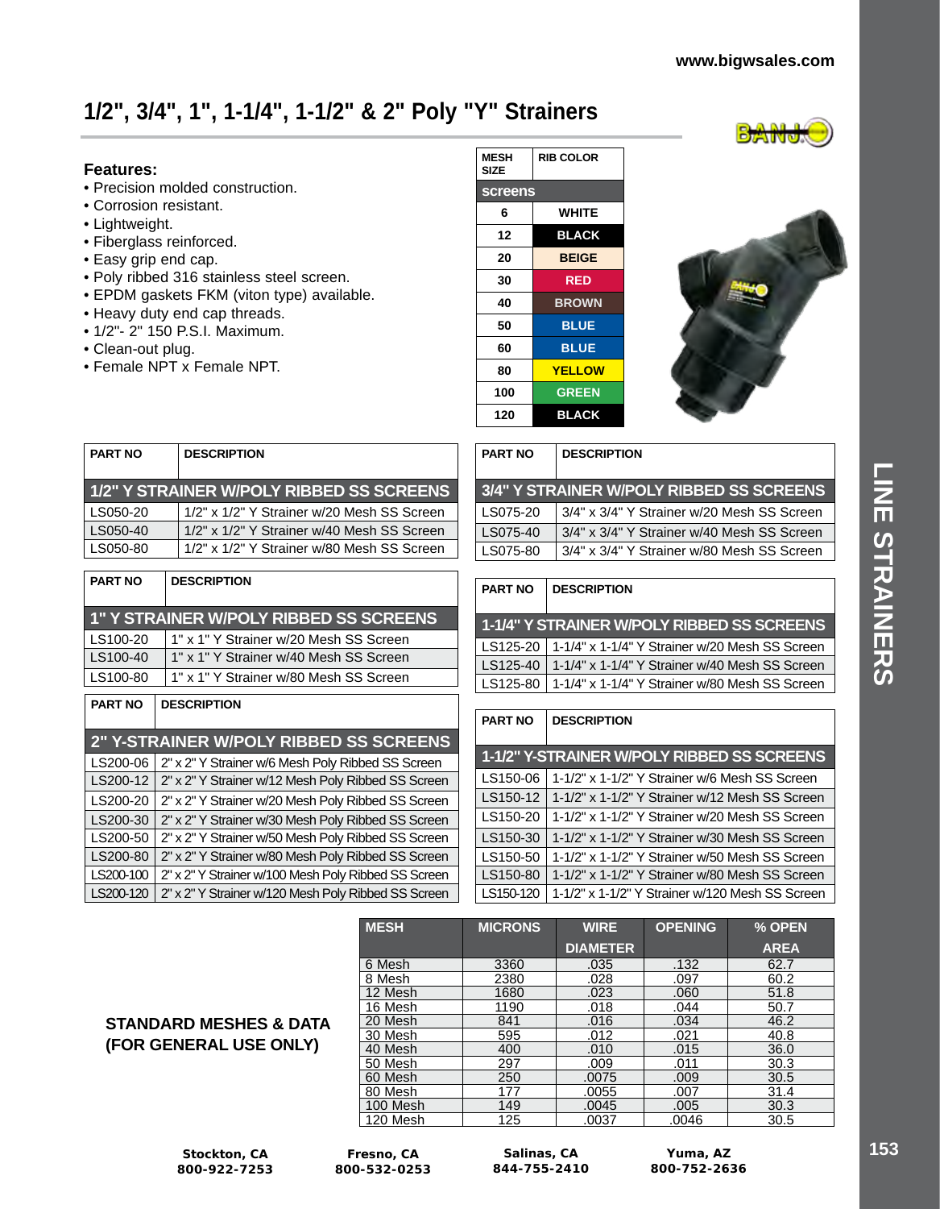# 1/2", 3/4", 1", 1-1/4", 1-1/2" & 2" Poly "Y" Strainers

**Features:**

- Precision molded construction.
- Corrosion resistant.
- Lightweight.
- Fiberglass reinforced.
- Easy grip end cap.
- Poly ribbed 316 stainless steel screen.
- EPDM gaskets FKM (viton type) available.
- Heavy duty end cap threads.
- 1/2"- 2" 150 P.S.I. Maximum.
- Clean-out plug.
- Female NPT x Female NPT.

| MESH SIZE | RIB COLOR |
|---|---|
| **screens** | |
| 6 | WHITE |
| 12 | BLACK |
| 20 | BEIGE |
| 30 | RED |
| 40 | BROWN |
| 50 | BLUE |
| 60 | BLUE |
| 80 | YELLOW |
| 100 | GREEN |
| 120 | BLACK |

| PART NO | DESCRIPTION |
|---|---|
| **1/2" Y STRAINER W/POLY RIBBED SS SCREENS** | |
| LS050-20 | 1/2" x 1/2" Y Strainer w/20 Mesh SS Screen |
| LS050-40 | 1/2" x 1/2" Y Strainer w/40 Mesh SS Screen |
| LS050-80 | 1/2" x 1/2" Y Strainer w/80 Mesh SS Screen |

| PART NO | DESCRIPTION |
|---|---|
| **3/4" Y STRAINER W/POLY RIBBED SS SCREENS** | |
| LS075-20 | 3/4" x 3/4" Y Strainer w/20 Mesh SS Screen |
| LS075-40 | 3/4" x 3/4" Y Strainer w/40 Mesh SS Screen |
| LS075-80 | 3/4" x 3/4" Y Strainer w/80 Mesh SS Screen |

| PART NO | DESCRIPTION |
|---|---|
| **1" Y STRAINER W/POLY RIBBED SS SCREENS** | |
| LS100-20 | 1" x 1" Y Strainer w/20 Mesh SS Screen |
| LS100-40 | 1" x 1" Y Strainer w/40 Mesh SS Screen |
| LS100-80 | 1" x 1" Y Strainer w/80 Mesh SS Screen |

| PART NO | DESCRIPTION |
|---|---|
| **1-1/4" Y STRAINER W/POLY RIBBED SS SCREENS** | |
| LS125-20 | 1-1/4" x 1-1/4" Y Strainer w/20 Mesh SS Screen |
| LS125-40 | 1-1/4" x 1-1/4" Y Strainer w/40 Mesh SS Screen |
| LS125-80 | 1-1/4" x 1-1/4" Y Strainer w/80 Mesh SS Screen |

| PART NO | DESCRIPTION |
|---|---|
| **2" Y-STRAINER W/POLY RIBBED SS SCREENS** | |
| LS200-06 | 2" x 2" Y Strainer w/6 Mesh Poly Ribbed SS Screen |
| LS200-12 | 2" x 2" Y Strainer w/12 Mesh Poly Ribbed SS Screen |
| LS200-20 | 2" x 2" Y Strainer w/20 Mesh Poly Ribbed SS Screen |
| LS200-30 | 2" x 2" Y Strainer w/30 Mesh Poly Ribbed SS Screen |
| LS200-50 | 2" x 2" Y Strainer w/50 Mesh Poly Ribbed SS Screen |
| LS200-80 | 2" x 2" Y Strainer w/80 Mesh Poly Ribbed SS Screen |
| LS200-100 | 2" x 2" Y Strainer w/100 Mesh Poly Ribbed SS Screen |
| LS200-120 | 2" x 2" Y Strainer w/120 Mesh Poly Ribbed SS Screen |

| PART NO | DESCRIPTION |
|---|---|
| **1-1/2" Y-STRAINER W/POLY RIBBED SS SCREENS** | |
| LS150-06 | 1-1/2" x 1-1/2" Y Strainer w/6 Mesh SS Screen |
| LS150-12 | 1-1/2" x 1-1/2" Y Strainer w/12 Mesh SS Screen |
| LS150-20 | 1-1/2" x 1-1/2" Y Strainer w/20 Mesh SS Screen |
| LS150-30 | 1-1/2" x 1-1/2" Y Strainer w/30 Mesh SS Screen |
| LS150-50 | 1-1/2" x 1-1/2" Y Strainer w/50 Mesh SS Screen |
| LS150-80 | 1-1/2" x 1-1/2" Y Strainer w/80 Mesh SS Screen |
| LS150-120 | 1-1/2" x 1-1/2" Y Strainer w/120 Mesh SS Screen |

**STANDARD MESHES & DATA (FOR GENERAL USE ONLY)**

| MESH | MICRONS | WIRE DIAMETER | OPENING | % OPEN AREA |
|---|---|---|---|---|
| 6 Mesh | 3360 | .035 | .132 | 62.7 |
| 8 Mesh | 2380 | .028 | .097 | 60.2 |
| 12 Mesh | 1680 | .023 | .060 | 51.8 |
| 16 Mesh | 1190 | .018 | .044 | 50.7 |
| 20 Mesh | 841 | .016 | .034 | 46.2 |
| 30 Mesh | 595 | .012 | .021 | 40.8 |
| 40 Mesh | 400 | .010 | .015 | 36.0 |
| 50 Mesh | 297 | .009 | .011 | 30.3 |
| 60 Mesh | 250 | .0075 | .009 | 30.5 |
| 80 Mesh | 177 | .0055 | .007 | 31.4 |
| 100 Mesh | 149 | .0045 | .005 | 30.3 |
| 120 Mesh | 125 | .0037 | .0046 | 30.5 |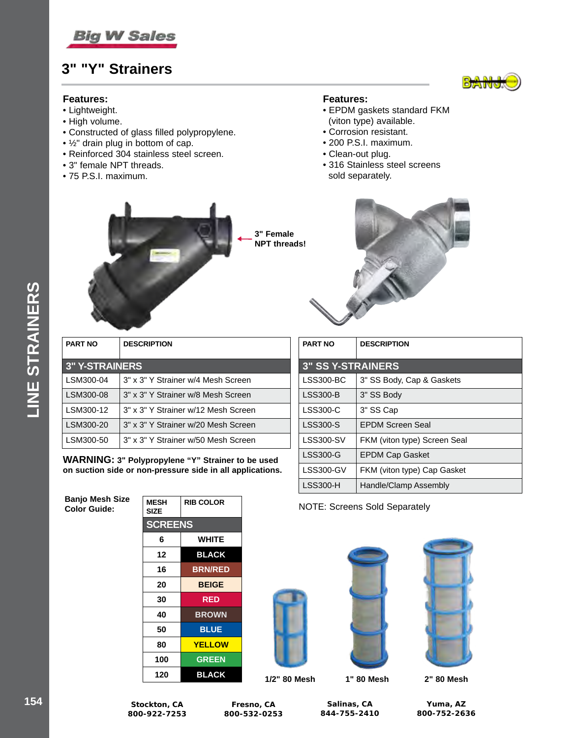# 3" "Y" Strainers

**Features:**
- Lightweight.
- High volume.
- Constructed of glass filled polypropylene.
- ½" drain plug in bottom of cap.
- Reinforced 304 stainless steel screen.
- 3" female NPT threads.
- 75 P.S.I. maximum.

**Features:**
- EPDM gaskets standard FKM (viton type) available.
- Corrosion resistant.
- 200 P.S.I. maximum.
- Clean-out plug.
- 316 Stainless steel screens sold separately.

3" Female NPT threads!

| PART NO | DESCRIPTION |
|---|---|
| **3" Y-STRAINERS** | |
| LSM300-04 | 3" x 3" Y Strainer w/4 Mesh Screen |
| LSM300-08 | 3" x 3" Y Strainer w/8 Mesh Screen |
| LSM300-12 | 3" x 3" Y Strainer w/12 Mesh Screen |
| LSM300-20 | 3" x 3" Y Strainer w/20 Mesh Screen |
| LSM300-50 | 3" x 3" Y Strainer w/50 Mesh Screen |

**WARNING: 3" Polypropylene "Y" Strainer to be used on suction side or non-pressure side in all applications.**

| PART NO | DESCRIPTION |
|---|---|
| **3" SS Y-STRAINERS** | |
| LSS300-BC | 3" SS Body, Cap & Gaskets |
| LSS300-B | 3" SS Body |
| LSS300-C | 3" SS Cap |
| LSS300-S | EPDM Screen Seal |
| LSS300-SV | FKM (viton type) Screen Seal |
| LSS300-G | EPDM Cap Gasket |
| LSS300-GV | FKM (viton type) Cap Gasket |
| LSS300-H | Handle/Clamp Assembly |

NOTE: Screens Sold Separately

**Banjo Mesh Size Color Guide:**

| MESH SIZE | RIB COLOR |
|---|---|
| **SCREENS** | |
| 6 | WHITE |
| 12 | BLACK |
| 16 | BRN/RED |
| 20 | BEIGE |
| 30 | RED |
| 40 | BROWN |
| 50 | BLUE |
| 80 | YELLOW |
| 100 | GREEN |
| 120 | BLACK |

1/2" 80 Mesh

1" 80 Mesh

2" 80 Mesh

**Stockton, CA** 800-922-7253 | **Fresno, CA** 800-532-0253 | **Salinas, CA** 844-755-2410 | **Yuma, AZ** 800-752-2636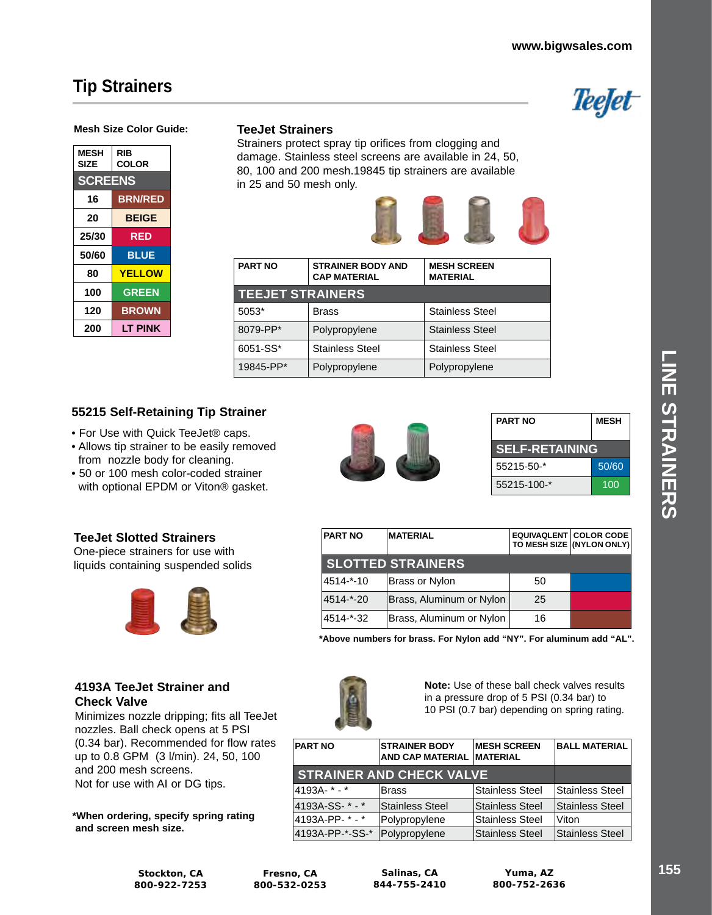# Tip Strainers

**Mesh Size Color Guide:**

| MESH SIZE | RIB COLOR |
|---|---|
| **SCREENS** | |
| 16 | BRN/RED |
| 20 | BEIGE |
| 25/30 | RED |
| 50/60 | BLUE |
| 80 | YELLOW |
| 100 | GREEN |
| 120 | BROWN |
| 200 | LT PINK |

## TeeJet Strainers

Strainers protect spray tip orifices from clogging and damage. Stainless steel screens are available in 24, 50, 80, 100 and 200 mesh.19845 tip strainers are available in 25 and 50 mesh only.

| PART NO | STRAINER BODY AND CAP MATERIAL | MESH SCREEN MATERIAL |
|---|---|---|
| **TEEJET STRAINERS** | | |
| 5053* | Brass | Stainless Steel |
| 8079-PP* | Polypropylene | Stainless Steel |
| 6051-SS* | Stainless Steel | Stainless Steel |
| 19845-PP* | Polypropylene | Polypropylene |

## 55215 Self-Retaining Tip Strainer

- For Use with Quick TeeJet® caps.
- Allows tip strainer to be easily removed from nozzle body for cleaning.
- 50 or 100 mesh color-coded strainer with optional EPDM or Viton® gasket.

| PART NO | MESH |
|---|---|
| **SELF-RETAINING** | |
| 55215-50-* | 50/60 |
| 55215-100-* | 100 |

## TeeJet Slotted Strainers

One-piece strainers for use with liquids containing suspended solids

| PART NO | MATERIAL | EQUIVAQLENT TO MESH SIZE | COLOR CODE (NYLON ONLY) |
|---|---|---|---|
| **SLOTTED STRAINERS** | | | |
| 4514-*-10 | Brass or Nylon | 50 | |
| 4514-*-20 | Brass, Aluminum or Nylon | 25 | |
| 4514-*-32 | Brass, Aluminum or Nylon | 16 | |

**\*Above numbers for brass. For Nylon add "NY". For aluminum add "AL".**

## 4193A TeeJet Strainer and Check Valve

Minimizes nozzle dripping; fits all TeeJet nozzles. Ball check opens at 5 PSI (0.34 bar). Recommended for flow rates up to 0.8 GPM (3 l/min). 24, 50, 100 and 200 mesh screens.
Not for use with AI or DG tips.

**\*When ordering, specify spring rating and screen mesh size.**

**Note:** Use of these ball check valves results in a pressure drop of 5 PSI (0.34 bar) to 10 PSI (0.7 bar) depending on spring rating.

| PART NO | STRAINER BODY AND CAP MATERIAL | MESH SCREEN MATERIAL | BALL MATERIAL |
|---|---|---|---|
| **STRAINER AND CHECK VALVE** | | | |
| 4193A- * - * | Brass | Stainless Steel | Stainless Steel |
| 4193A-SS- * - * | Stainless Steel | Stainless Steel | Stainless Steel |
| 4193A-PP- * - * | Polypropylene | Stainless Steel | Viton |
| 4193A-PP-*-SS-* | Polypropylene | Stainless Steel | Stainless Steel |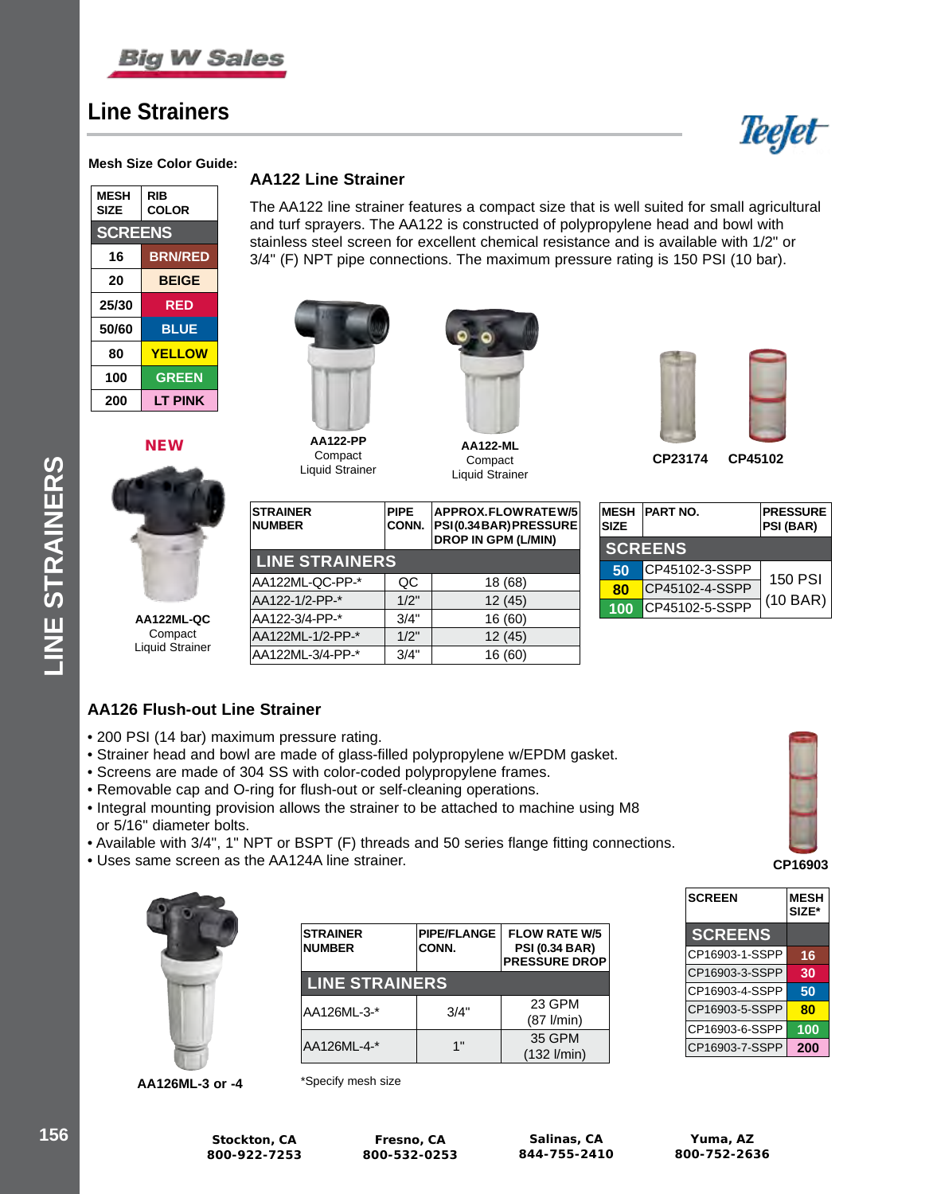## Line Strainers

**Mesh Size Color Guide:**

| MESH SIZE | RIB COLOR |
|---|---|
| **SCREENS** | |
| 16 | BRN/RED |
| 20 | BEIGE |
| 25/30 | RED |
| 50/60 | BLUE |
| 80 | YELLOW |
| 100 | GREEN |
| 200 | LT PINK |

### AA122 Line Strainer

The AA122 line strainer features a compact size that is well suited for small agricultural and turf sprayers. The AA122 is constructed of polypropylene head and bowl with stainless steel screen for excellent chemical resistance and is available with 1/2" or 3/4" (F) NPT pipe connections. The maximum pressure rating is 150 PSI (10 bar).

**NEW**

**AA122ML-QC** Compact Liquid Strainer

**AA122-PP** Compact Liquid Strainer

**AA122-ML** Compact Liquid Strainer

**CP23174** **CP45102**

| STRAINER NUMBER | PIPE CONN. | APPROX. FLOW RATE W/5 PSI (0.34 BAR) PRESSURE DROP IN GPM (L/MIN) |
|---|---|---|
| **LINE STRAINERS** | | |
| AA122ML-QC-PP-* | QC | 18 (68) |
| AA122-1/2-PP-* | 1/2" | 12 (45) |
| AA122-3/4-PP-* | 3/4" | 16 (60) |
| AA122ML-1/2-PP-* | 1/2" | 12 (45) |
| AA122ML-3/4-PP-* | 3/4" | 16 (60) |

| MESH SIZE | PART NO. | PRESSURE PSI (BAR) |
|---|---|---|
| **SCREENS** | | |
| 50 | CP45102-3-SSPP | 150 PSI (10 BAR) |
| 80 | CP45102-4-SSPP | |
| 100 | CP45102-5-SSPP | |

### AA126 Flush-out Line Strainer

- 200 PSI (14 bar) maximum pressure rating.
- Strainer head and bowl are made of glass-filled polypropylene w/EPDM gasket.
- Screens are made of 304 SS with color-coded polypropylene frames.
- Removable cap and O-ring for flush-out or self-cleaning operations.
- Integral mounting provision allows the strainer to be attached to machine using M8 or 5/16" diameter bolts.
- Available with 3/4", 1" NPT or BSPT (F) threads and 50 series flange fitting connections.
- Uses same screen as the AA124A line strainer.

**CP16903**

**AA126ML-3 or -4**

| STRAINER NUMBER | PIPE/FLANGE CONN. | FLOW RATE W/5 PSI (0.34 BAR) PRESSURE DROP |
|---|---|---|
| **LINE STRAINERS** | | |
| AA126ML-3-* | 3/4" | 23 GPM (87 l/min) |
| AA126ML-4-* | 1" | 35 GPM (132 l/min) |

*Specify mesh size

| SCREEN | MESH SIZE* |
|---|---|
| **SCREENS** | |
| CP16903-1-SSPP | 16 |
| CP16903-3-SSPP | 30 |
| CP16903-4-SSPP | 50 |
| CP16903-5-SSPP | 80 |
| CP16903-6-SSPP | 100 |
| CP16903-7-SSPP | 200 |

**Stockton, CA** 800-922-7253 **Fresno, CA** 800-532-0253 **Salinas, CA** 844-755-2410 **Yuma, AZ** 800-752-2636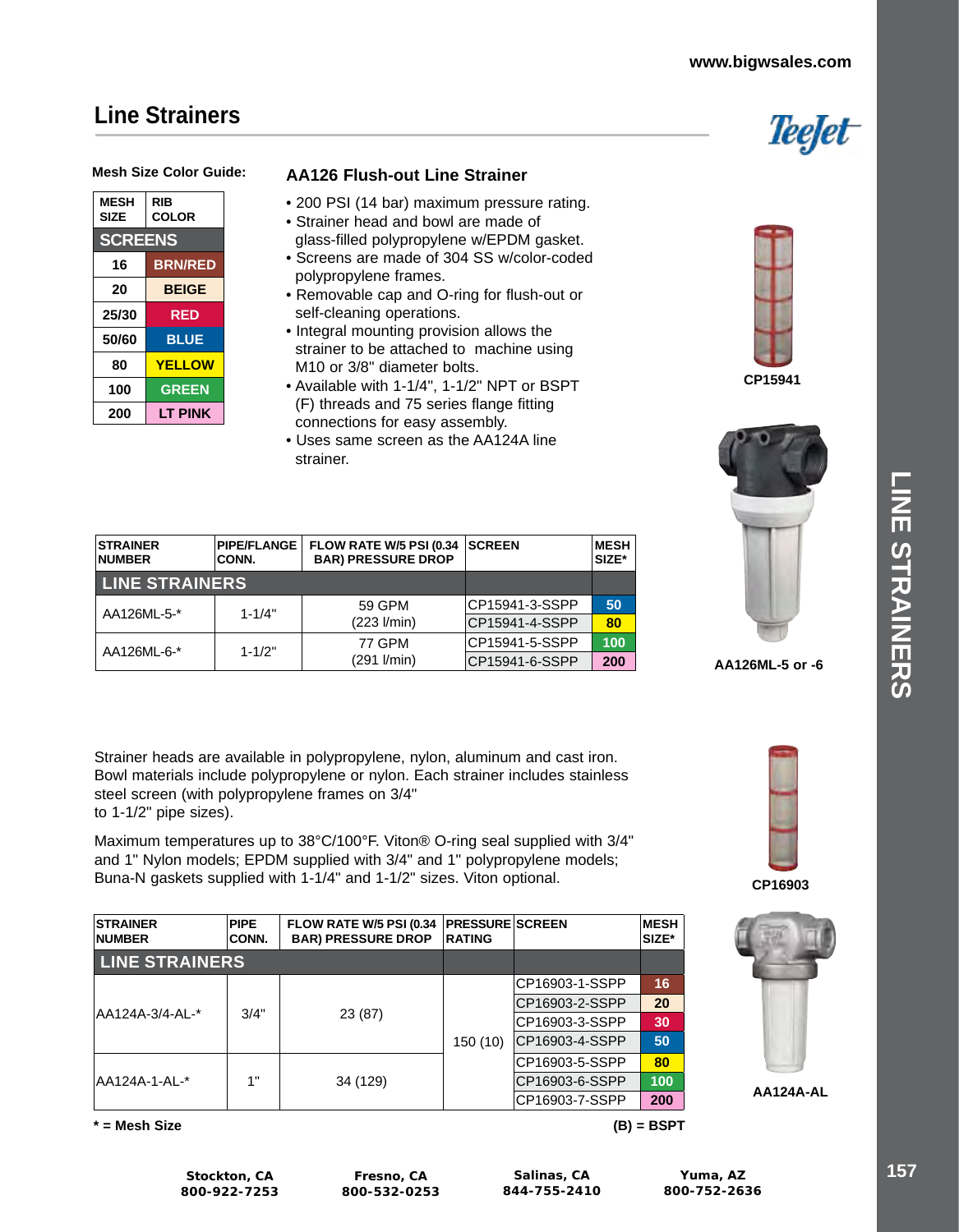## Line Strainers

**Mesh Size Color Guide:**

| MESH SIZE | RIB COLOR |
|---|---|
| **SCREENS** | |
| 16 | BRN/RED |
| 20 | BEIGE |
| 25/30 | RED |
| 50/60 | BLUE |
| 80 | YELLOW |
| 100 | GREEN |
| 200 | LT PINK |

### AA126 Flush-out Line Strainer

- 200 PSI (14 bar) maximum pressure rating.
- Strainer head and bowl are made of glass-filled polypropylene w/EPDM gasket.
- Screens are made of 304 SS w/color-coded polypropylene frames.
- Removable cap and O-ring for flush-out or self-cleaning operations.
- Integral mounting provision allows the strainer to be attached to machine using M10 or 3/8" diameter bolts.
- Available with 1-1/4", 1-1/2" NPT or BSPT (F) threads and 75 series flange fitting connections for easy assembly.
- Uses same screen as the AA124A line strainer.

CP15941

AA126ML-5 or -6

| STRAINER NUMBER | PIPE/FLANGE CONN. | FLOW RATE W/5 PSI (0.34 BAR) PRESSURE DROP | SCREEN | MESH SIZE* |
|---|---|---|---|---|
| **LINE STRAINERS** | | | | |
| AA126ML-5-* | 1-1/4" | 59 GPM (223 l/min) | CP15941-3-SSPP | 50 |
| | | | CP15941-4-SSPP | 80 |
| AA126ML-6-* | 1-1/2" | 77 GPM (291 l/min) | CP15941-5-SSPP | 100 |
| | | | CP15941-6-SSPP | 200 |

Strainer heads are available in polypropylene, nylon, aluminum and cast iron. Bowl materials include polypropylene or nylon. Each strainer includes stainless steel screen (with polypropylene frames on 3/4" to 1-1/2" pipe sizes).

Maximum temperatures up to 38°C/100°F. Viton® O-ring seal supplied with 3/4" and 1" Nylon models; EPDM supplied with 3/4" and 1" polypropylene models; Buna-N gaskets supplied with 1-1/4" and 1-1/2" sizes. Viton optional.

CP16903

AA124A-AL

| STRAINER NUMBER | PIPE CONN. | FLOW RATE W/5 PSI (0.34 BAR) PRESSURE DROP | PRESSURE RATING | SCREEN | MESH SIZE* |
|---|---|---|---|---|---|
| **LINE STRAINERS** | | | | | |
| AA124A-3/4-AL-* | 3/4" | 23 (87) | 150 (10) | CP16903-1-SSPP | 16 |
| | | | | CP16903-2-SSPP | 20 |
| | | | | CP16903-3-SSPP | 30 |
| | | | | CP16903-4-SSPP | 50 |
| AA124A-1-AL-* | 1" | 34 (129) | | CP16903-5-SSPP | 80 |
| | | | | CP16903-6-SSPP | 100 |
| | | | | CP16903-7-SSPP | 200 |

**\* = Mesh Size** **(B) = BSPT**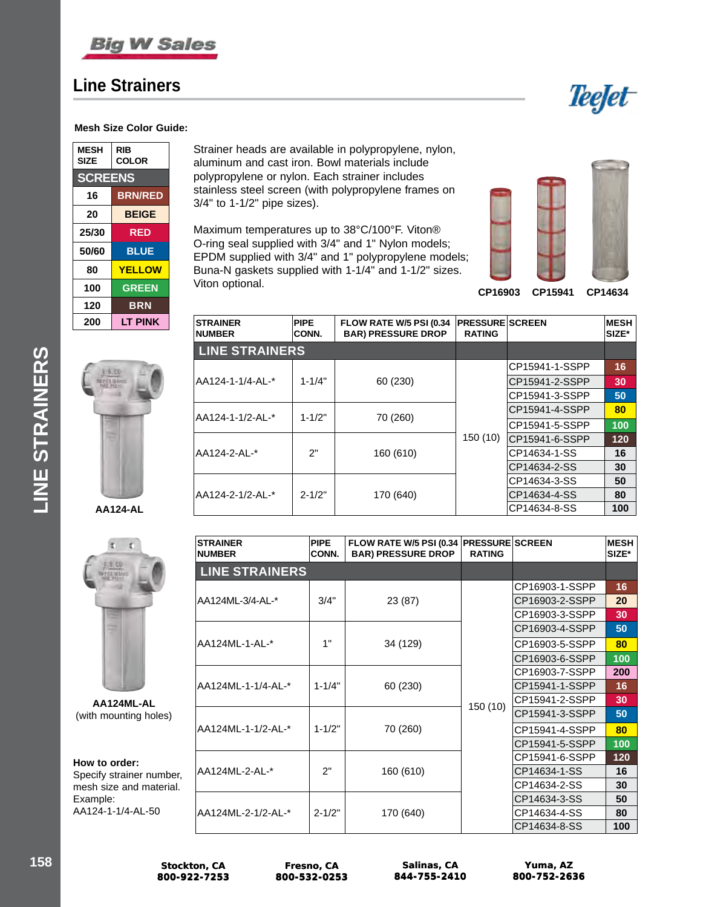Big W Sales

# Line Strainers

TeeJet

**Mesh Size Color Guide:**

| MESH SIZE | RIB COLOR |
|---|---|
| **SCREENS** | |
| 16 | BRN/RED |
| 20 | BEIGE |
| 25/30 | RED |
| 50/60 | BLUE |
| 80 | YELLOW |
| 100 | GREEN |
| 120 | BRN |
| 200 | LT PINK |

Strainer heads are available in polypropylene, nylon, aluminum and cast iron. Bowl materials include polypropylene or nylon. Each strainer includes stainless steel screen (with polypropylene frames on 3/4" to 1-1/2" pipe sizes).

Maximum temperatures up to 38°C/100°F. Viton® O-ring seal supplied with 3/4" and 1" Nylon models; EPDM supplied with 3/4" and 1" polypropylene models; Buna-N gaskets supplied with 1-1/4" and 1-1/2" sizes. Viton optional.

CP16903 CP15941 CP14634

AA124-AL

| STRAINER NUMBER | PIPE CONN. | FLOW RATE W/5 PSI (0.34 BAR) PRESSURE DROP | PRESSURE RATING | SCREEN | MESH SIZE* |
|---|---|---|---|---|---|
| **LINE STRAINERS** | | | | | |
| AA124-1-1/4-AL-* | 1-1/4" | 60 (230) | 150 (10) | CP15941-1-SSPP | 16 |
| | | | | CP15941-2-SSPP | 30 |
| | | | | CP15941-3-SSPP | 50 |
| AA124-1-1/2-AL-* | 1-1/2" | 70 (260) | | CP15941-4-SSPP | 80 |
| | | | | CP15941-5-SSPP | 100 |
| AA124-2-AL-* | 2" | 160 (610) | | CP15941-6-SSPP | 120 |
| | | | | CP14634-1-SS | 16 |
| | | | | CP14634-2-SS | 30 |
| AA124-2-1/2-AL-* | 2-1/2" | 170 (640) | | CP14634-3-SS | 50 |
| | | | | CP14634-4-SS | 80 |
| | | | | CP14634-8-SS | 100 |

AA124ML-AL
(with mounting holes)

| STRAINER NUMBER | PIPE CONN. | FLOW RATE W/5 PSI (0.34 BAR) PRESSURE DROP | PRESSURE RATING | SCREEN | MESH SIZE* |
|---|---|---|---|---|---|
| **LINE STRAINERS** | | | | | |
| AA124ML-3/4-AL-* | 3/4" | 23 (87) | 150 (10) | CP16903-1-SSPP | 16 |
| | | | | CP16903-2-SSPP | 20 |
| | | | | CP16903-3-SSPP | 30 |
| AA124ML-1-AL-* | 1" | 34 (129) | | CP16903-4-SSPP | 50 |
| | | | | CP16903-5-SSPP | 80 |
| | | | | CP16903-6-SSPP | 100 |
| AA124ML-1-1/4-AL-* | 1-1/4" | 60 (230) | | CP16903-7-SSPP | 200 |
| | | | | CP15941-1-SSPP | 16 |
| | | | | CP15941-2-SSPP | 30 |
| AA124ML-1-1/2-AL-* | 1-1/2" | 70 (260) | | CP15941-3-SSPP | 50 |
| | | | | CP15941-4-SSPP | 80 |
| | | | | CP15941-5-SSPP | 100 |
| AA124ML-2-AL-* | 2" | 160 (610) | | CP15941-6-SSPP | 120 |
| | | | | CP14634-1-SS | 16 |
| | | | | CP14634-2-SS | 30 |
| AA124ML-2-1/2-AL-* | 2-1/2" | 170 (640) | | CP14634-3-SS | 50 |
| | | | | CP14634-4-SS | 80 |
| | | | | CP14634-8-SS | 100 |

**How to order:**
Specify strainer number, mesh size and material.
Example:
AA124-1-1/4-AL-50

**Stockton, CA** 800-922-7253 | **Fresno, CA** 800-532-0253 | **Salinas, CA** 844-755-2410 | **Yuma, AZ** 800-752-2636